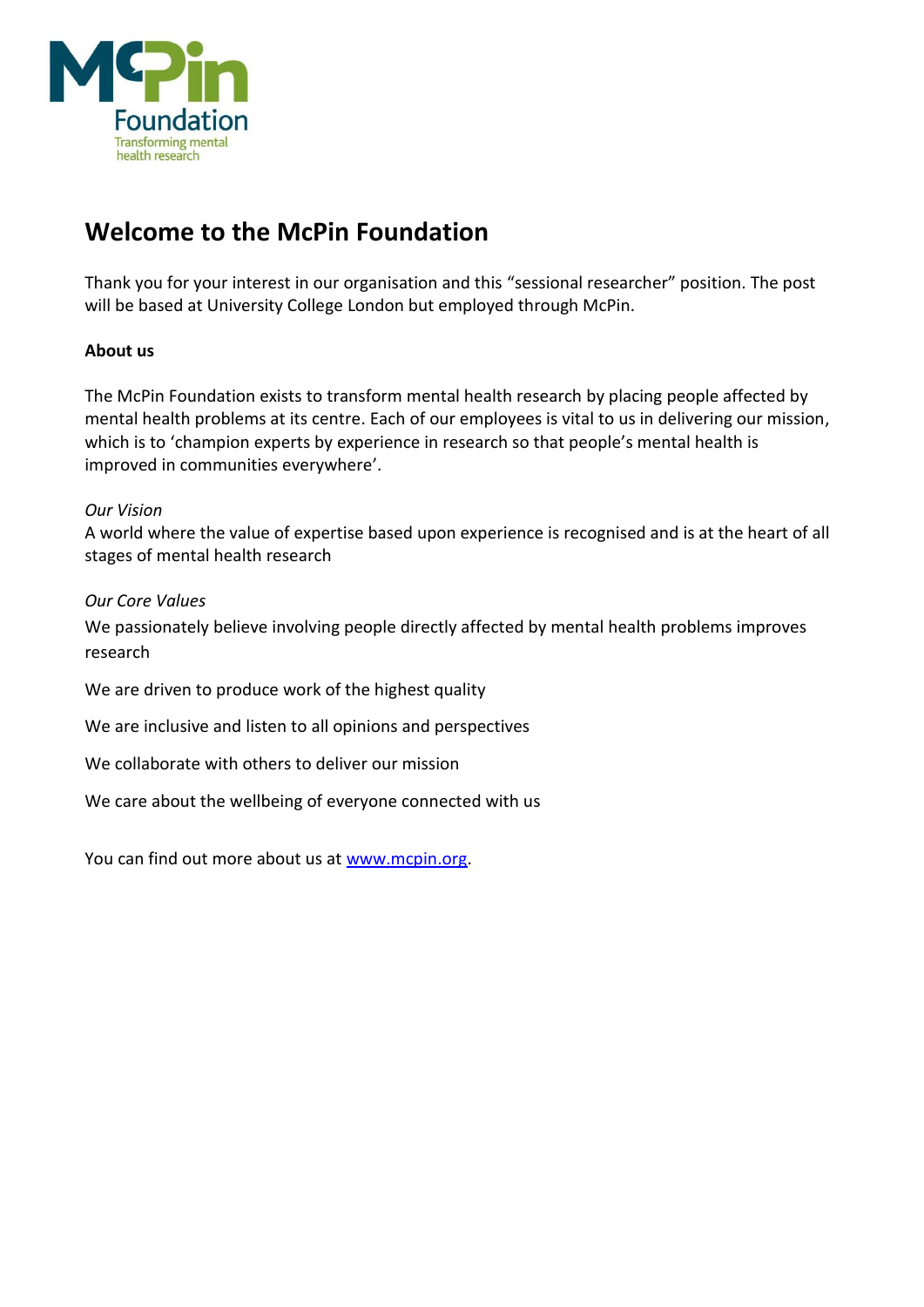# Welcome to the McPin Foundation

Thank you for your interest in our organisation and this "sessional researcher" position. The post will be based at University College London but employed through McPin.

**About us**

The McPin Foundation exists to transform mental health research by placing people affected by mental health problems at its centre. Each of our employees is vital to us in delivering our mission, which is to 'champion experts by experience in research so that people's mental health is improved in communities everywhere'.

*Our Vision*

A world where the value of expertise based upon experience is recognised and is at the heart of all stages of mental health research

*Our Core Values*

We passionately believe involving people directly affected by mental health problems improves research

We are driven to produce work of the highest quality

We are inclusive and listen to all opinions and perspectives

We collaborate with others to deliver our mission

We care about the wellbeing of everyone connected with us

You can find out more about us at [www.mcpin.org](http://www.mcpin.org).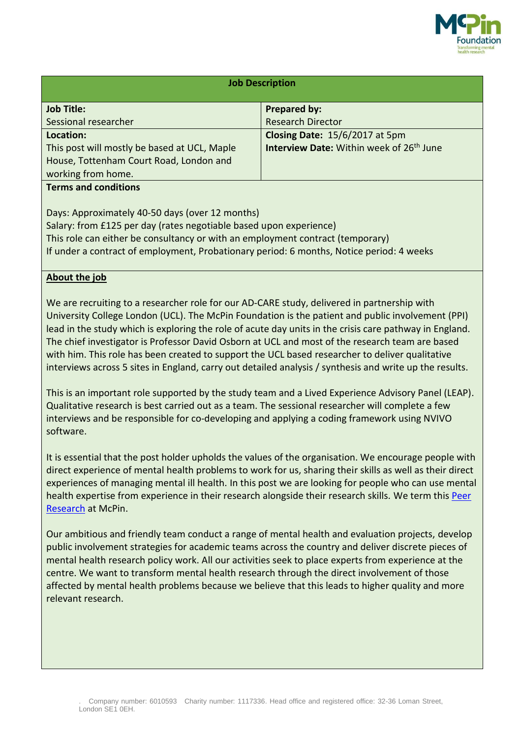## Job Description

| Job Title: Sessional researcher | Prepared by: Research Director |
|---|---|
| **Location:** This post will mostly be based at UCL, Maple House, Tottenham Court Road, London and working from home. | **Closing Date:** 15/6/2017 at 5pm<br>**Interview Date:** Within week of 26th June |

**Terms and conditions**

Days: Approximately 40-50 days (over 12 months)
Salary: from £125 per day (rates negotiable based upon experience)
This role can either be consultancy or with an employment contract (temporary)
If under a contract of employment, Probationary period: 6 months, Notice period: 4 weeks

**About the job**

We are recruiting to a researcher role for our AD-CARE study, delivered in partnership with University College London (UCL). The McPin Foundation is the patient and public involvement (PPI) lead in the study which is exploring the role of acute day units in the crisis care pathway in England. The chief investigator is Professor David Osborn at UCL and most of the research team are based with him. This role has been created to support the UCL based researcher to deliver qualitative interviews across 5 sites in England, carry out detailed analysis / synthesis and write up the results.

This is an important role supported by the study team and a Lived Experience Advisory Panel (LEAP). Qualitative research is best carried out as a team. The sessional researcher will complete a few interviews and be responsible for co-developing and applying a coding framework using NVIVO software.

It is essential that the post holder upholds the values of the organisation. We encourage people with direct experience of mental health problems to work for us, sharing their skills as well as their direct experiences of managing mental ill health. In this post we are looking for people who can use mental health expertise from experience in their research alongside their research skills. We term this Peer Research at McPin.

Our ambitious and friendly team conduct a range of mental health and evaluation projects, develop public involvement strategies for academic teams across the country and deliver discrete pieces of mental health research policy work. All our activities seek to place experts from experience at the centre. We want to transform mental health research through the direct involvement of those affected by mental health problems because we believe that this leads to higher quality and more relevant research.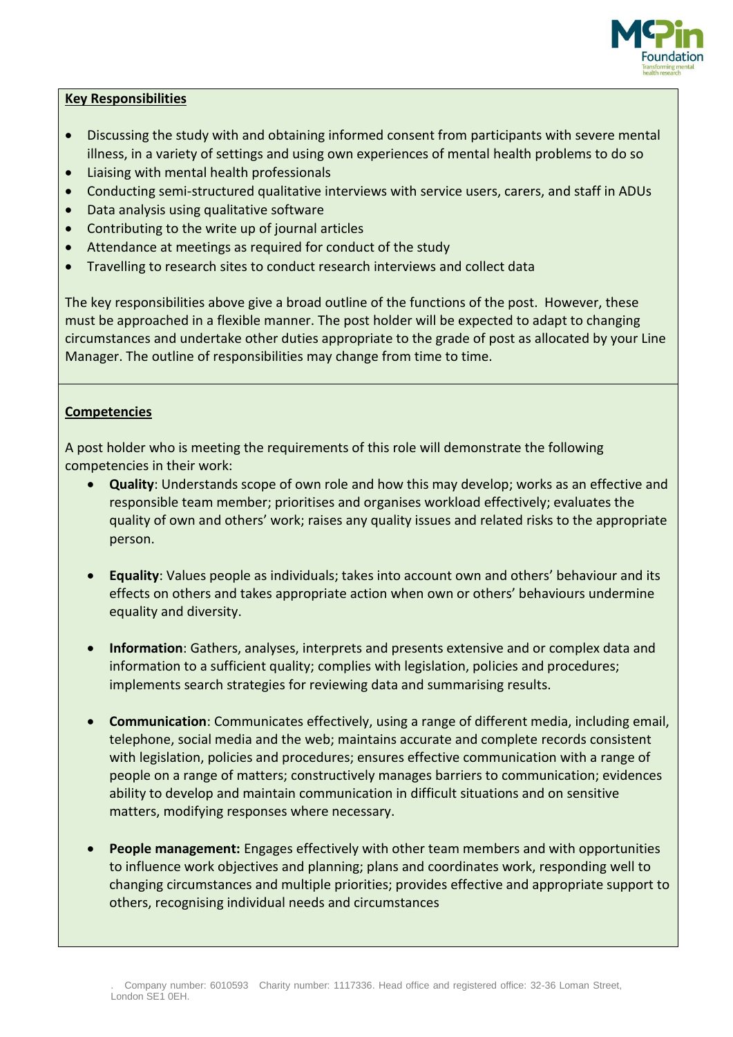## Key Responsibilities

- Discussing the study with and obtaining informed consent from participants with severe mental illness, in a variety of settings and using own experiences of mental health problems to do so
- Liaising with mental health professionals
- Conducting semi-structured qualitative interviews with service users, carers, and staff in ADUs
- Data analysis using qualitative software
- Contributing to the write up of journal articles
- Attendance at meetings as required for conduct of the study
- Travelling to research sites to conduct research interviews and collect data

The key responsibilities above give a broad outline of the functions of the post. However, these must be approached in a flexible manner. The post holder will be expected to adapt to changing circumstances and undertake other duties appropriate to the grade of post as allocated by your Line Manager. The outline of responsibilities may change from time to time.

## Competencies

A post holder who is meeting the requirements of this role will demonstrate the following competencies in their work:

- **Quality**: Understands scope of own role and how this may develop; works as an effective and responsible team member; prioritises and organises workload effectively; evaluates the quality of own and others' work; raises any quality issues and related risks to the appropriate person.

- **Equality**: Values people as individuals; takes into account own and others' behaviour and its effects on others and takes appropriate action when own or others' behaviours undermine equality and diversity.

- **Information**: Gathers, analyses, interprets and presents extensive and or complex data and information to a sufficient quality; complies with legislation, policies and procedures; implements search strategies for reviewing data and summarising results.

- **Communication**: Communicates effectively, using a range of different media, including email, telephone, social media and the web; maintains accurate and complete records consistent with legislation, policies and procedures; ensures effective communication with a range of people on a range of matters; constructively manages barriers to communication; evidences ability to develop and maintain communication in difficult situations and on sensitive matters, modifying responses where necessary.

- **People management:** Engages effectively with other team members and with opportunities to influence work objectives and planning; plans and coordinates work, responding well to changing circumstances and multiple priorities; provides effective and appropriate support to others, recognising individual needs and circumstances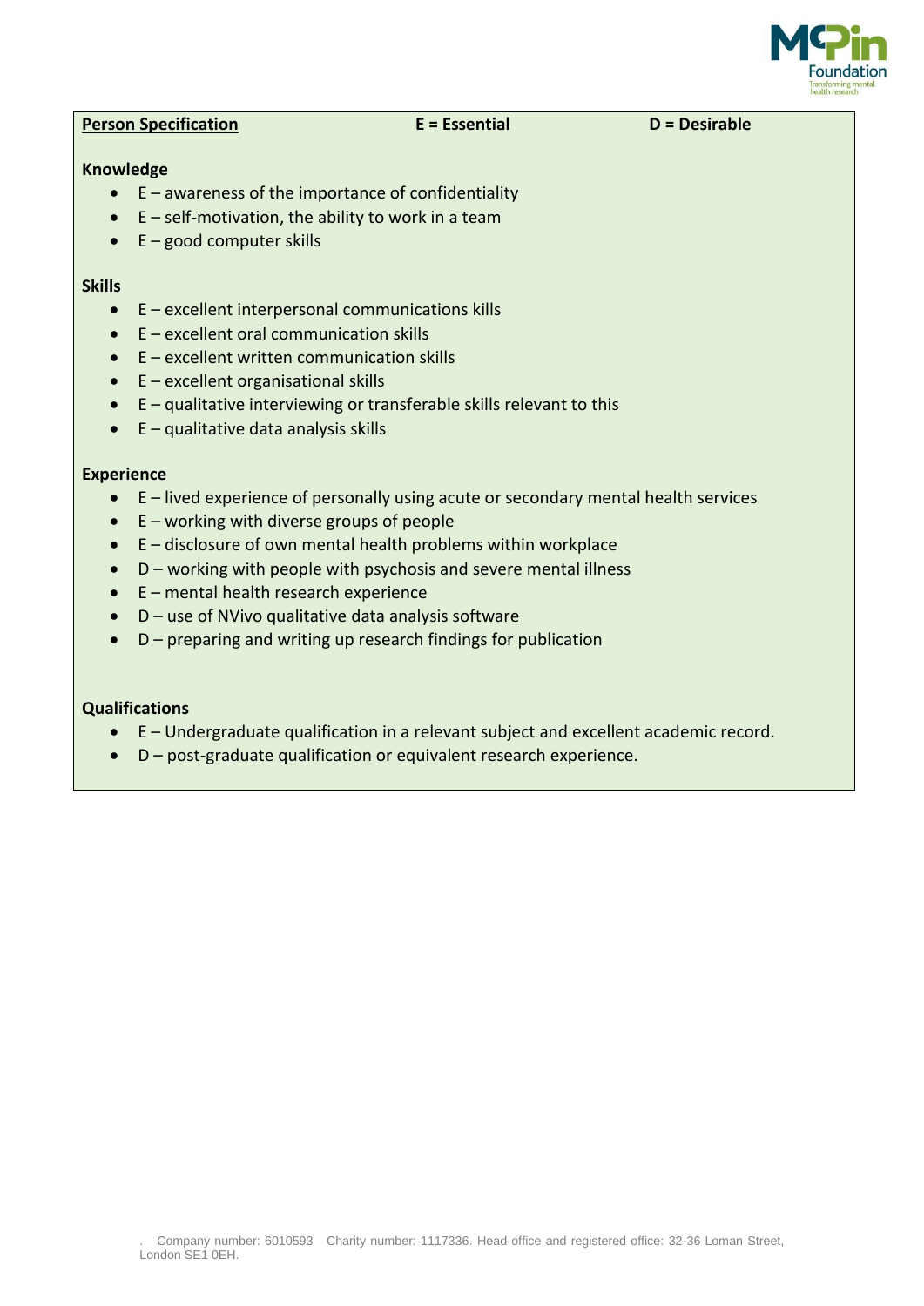**Person Specification** **E = Essential** **D = Desirable**

**Knowledge**

- E – awareness of the importance of confidentiality
- E – self-motivation, the ability to work in a team
- E – good computer skills

**Skills**

- E – excellent interpersonal communications kills
- E – excellent oral communication skills
- E – excellent written communication skills
- E – excellent organisational skills
- E – qualitative interviewing or transferable skills relevant to this
- E – qualitative data analysis skills

**Experience**

- E – lived experience of personally using acute or secondary mental health services
- E – working with diverse groups of people
- E – disclosure of own mental health problems within workplace
- D – working with people with psychosis and severe mental illness
- E – mental health research experience
- D – use of NVivo qualitative data analysis software
- D – preparing and writing up research findings for publication

**Qualifications**

- E – Undergraduate qualification in a relevant subject and excellent academic record.
- D – post-graduate qualification or equivalent research experience.

. Company number: 6010593 Charity number: 1117336. Head office and registered office: 32-36 Loman Street, London SE1 0EH.